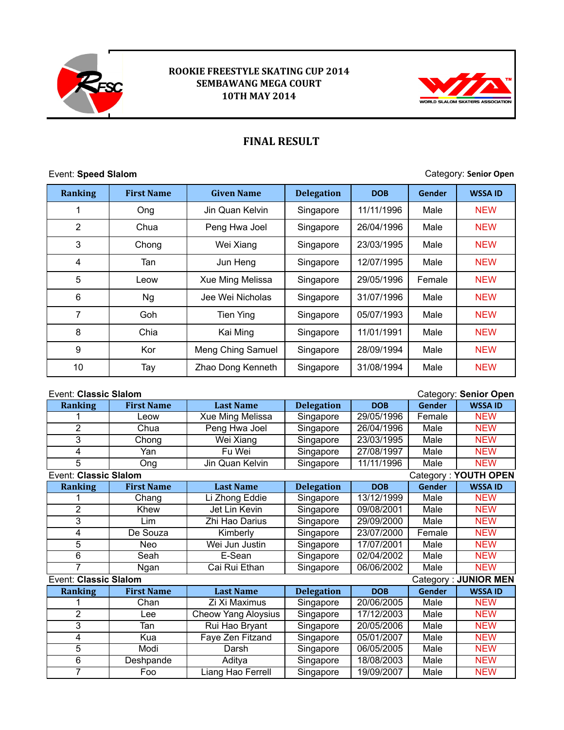**ROOKIE FREESTYLE SKATING CUP 2014**
**SEMBAWANG MEGA COURT**
**10TH MAY 2014**

# FINAL RESULT

Event: **Speed Slalom** — Category: **Senior Open**

| Ranking | First Name | Given Name | Delegation | DOB | Gender | WSSA ID |
|---|---|---|---|---|---|---|
| 1 | Ong | Jin Quan Kelvin | Singapore | 11/11/1996 | Male | NEW |
| 2 | Chua | Peng Hwa Joel | Singapore | 26/04/1996 | Male | NEW |
| 3 | Chong | Wei Xiang | Singapore | 23/03/1995 | Male | NEW |
| 4 | Tan | Jun Heng | Singapore | 12/07/1995 | Male | NEW |
| 5 | Leow | Xue Ming Melissa | Singapore | 29/05/1996 | Female | NEW |
| 6 | Ng | Jee Wei Nicholas | Singapore | 31/07/1996 | Male | NEW |
| 7 | Goh | Tien Ying | Singapore | 05/07/1993 | Male | NEW |
| 8 | Chia | Kai Ming | Singapore | 11/01/1991 | Male | NEW |
| 9 | Kor | Meng Ching Samuel | Singapore | 28/09/1994 | Male | NEW |
| 10 | Tay | Zhao Dong Kenneth | Singapore | 31/08/1994 | Male | NEW |

Event: **Classic Slalom** — Category: **Senior Open**

| Ranking | First Name | Last Name | Delegation | DOB | Gender | WSSA ID |
|---|---|---|---|---|---|---|
| 1 | Leow | Xue Ming Melissa | Singapore | 29/05/1996 | Female | NEW |
| 2 | Chua | Peng Hwa Joel | Singapore | 26/04/1996 | Male | NEW |
| 3 | Chong | Wei Xiang | Singapore | 23/03/1995 | Male | NEW |
| 4 | Yan | Fu Wei | Singapore | 27/08/1997 | Male | NEW |
| 5 | Ong | Jin Quan Kelvin | Singapore | 11/11/1996 | Male | NEW |

Event: **Classic Slalom** — Category : **YOUTH OPEN**

| Ranking | First Name | Last Name | Delegation | DOB | Gender | WSSA ID |
|---|---|---|---|---|---|---|
| 1 | Chang | Li Zhong Eddie | Singapore | 13/12/1999 | Male | NEW |
| 2 | Khew | Jet Lin Kevin | Singapore | 09/08/2001 | Male | NEW |
| 3 | Lim | Zhi Hao Darius | Singapore | 29/09/2000 | Male | NEW |
| 4 | De Souza | Kimberly | Singapore | 23/07/2000 | Female | NEW |
| 5 | Neo | Wei Jun Justin | Singapore | 17/07/2001 | Male | NEW |
| 6 | Seah | E-Sean | Singapore | 02/04/2002 | Male | NEW |
| 7 | Ngan | Cai Rui Ethan | Singapore | 06/06/2002 | Male | NEW |

Event: **Classic Slalom** — Category : **JUNIOR MEN**

| Ranking | First Name | Last Name | Delegation | DOB | Gender | WSSA ID |
|---|---|---|---|---|---|---|
| 1 | Chan | Zi Xi Maximus | Singapore | 20/06/2005 | Male | NEW |
| 2 | Lee | Cheow Yang Aloysius | Singapore | 17/12/2003 | Male | NEW |
| 3 | Tan | Rui Hao Bryant | Singapore | 20/05/2006 | Male | NEW |
| 4 | Kua | Faye Zen Fitzand | Singapore | 05/01/2007 | Male | NEW |
| 5 | Modi | Darsh | Singapore | 06/05/2005 | Male | NEW |
| 6 | Deshpande | Aditya | Singapore | 18/08/2003 | Male | NEW |
| 7 | Foo | Liang Hao Ferrell | Singapore | 19/09/2007 | Male | NEW |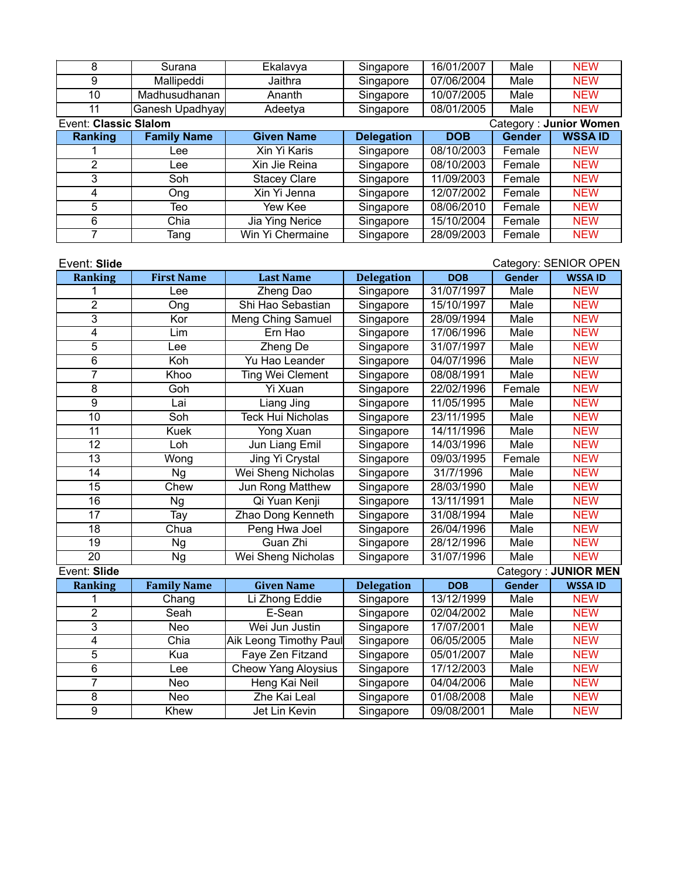| | | | | | | |
|---|---|---|---|---|---|---|
| 8 | Surana | Ekalavya | Singapore | 16/01/2007 | Male | NEW |
| 9 | Mallipeddi | Jaithra | Singapore | 07/06/2004 | Male | NEW |
| 10 | Madhusudhanan | Ananth | Singapore | 10/07/2005 | Male | NEW |
| 11 | Ganesh Upadhyay | Adeetya | Singapore | 08/01/2005 | Male | NEW |

Event: **Classic Slalom** Category : **Junior Women**

| Ranking | Family Name | Given Name | Delegation | DOB | Gender | WSSA ID |
|---|---|---|---|---|---|---|
| 1 | Lee | Xin Yi Karis | Singapore | 08/10/2003 | Female | NEW |
| 2 | Lee | Xin Jie Reina | Singapore | 08/10/2003 | Female | NEW |
| 3 | Soh | Stacey Clare | Singapore | 11/09/2003 | Female | NEW |
| 4 | Ong | Xin Yi Jenna | Singapore | 12/07/2002 | Female | NEW |
| 5 | Teo | Yew Kee | Singapore | 08/06/2010 | Female | NEW |
| 6 | Chia | Jia Ying Nerice | Singapore | 15/10/2004 | Female | NEW |
| 7 | Tang | Win Yi Chermaine | Singapore | 28/09/2003 | Female | NEW |

Event: **Slide** Category: SENIOR OPEN

| Ranking | First Name | Last Name | Delegation | DOB | Gender | WSSA ID |
|---|---|---|---|---|---|---|
| 1 | Lee | Zheng Dao | Singapore | 31/07/1997 | Male | NEW |
| 2 | Ong | Shi Hao Sebastian | Singapore | 15/10/1997 | Male | NEW |
| 3 | Kor | Meng Ching Samuel | Singapore | 28/09/1994 | Male | NEW |
| 4 | Lim | Ern Hao | Singapore | 17/06/1996 | Male | NEW |
| 5 | Lee | Zheng De | Singapore | 31/07/1997 | Male | NEW |
| 6 | Koh | Yu Hao Leander | Singapore | 04/07/1996 | Male | NEW |
| 7 | Khoo | Ting Wei Clement | Singapore | 08/08/1991 | Male | NEW |
| 8 | Goh | Yi Xuan | Singapore | 22/02/1996 | Female | NEW |
| 9 | Lai | Liang Jing | Singapore | 11/05/1995 | Male | NEW |
| 10 | Soh | Teck Hui Nicholas | Singapore | 23/11/1995 | Male | NEW |
| 11 | Kuek | Yong Xuan | Singapore | 14/11/1996 | Male | NEW |
| 12 | Loh | Jun Liang Emil | Singapore | 14/03/1996 | Male | NEW |
| 13 | Wong | Jing Yi Crystal | Singapore | 09/03/1995 | Female | NEW |
| 14 | Ng | Wei Sheng Nicholas | Singapore | 31/7/1996 | Male | NEW |
| 15 | Chew | Jun Rong Matthew | Singapore | 28/03/1990 | Male | NEW |
| 16 | Ng | Qi Yuan Kenji | Singapore | 13/11/1991 | Male | NEW |
| 17 | Tay | Zhao Dong Kenneth | Singapore | 31/08/1994 | Male | NEW |
| 18 | Chua | Peng Hwa Joel | Singapore | 26/04/1996 | Male | NEW |
| 19 | Ng | Guan Zhi | Singapore | 28/12/1996 | Male | NEW |
| 20 | Ng | Wei Sheng Nicholas | Singapore | 31/07/1996 | Male | NEW |

Event: **Slide** Category : **JUNIOR MEN**

| Ranking | Family Name | Given Name | Delegation | DOB | Gender | WSSA ID |
|---|---|---|---|---|---|---|
| 1 | Chang | Li Zhong Eddie | Singapore | 13/12/1999 | Male | NEW |
| 2 | Seah | E-Sean | Singapore | 02/04/2002 | Male | NEW |
| 3 | Neo | Wei Jun Justin | Singapore | 17/07/2001 | Male | NEW |
| 4 | Chia | Aik Leong Timothy Paul | Singapore | 06/05/2005 | Male | NEW |
| 5 | Kua | Faye Zen Fitzand | Singapore | 05/01/2007 | Male | NEW |
| 6 | Lee | Cheow Yang Aloysius | Singapore | 17/12/2003 | Male | NEW |
| 7 | Neo | Heng Kai Neil | Singapore | 04/04/2006 | Male | NEW |
| 8 | Neo | Zhe Kai Leal | Singapore | 01/08/2008 | Male | NEW |
| 9 | Khew | Jet Lin Kevin | Singapore | 09/08/2001 | Male | NEW |